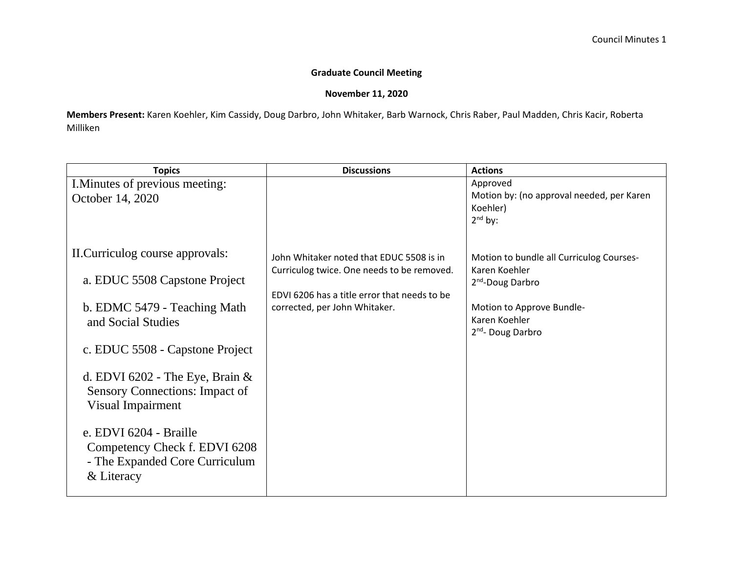**Graduate Council Meeting**

**November 11, 2020**

**Members Present:** Karen Koehler, Kim Cassidy, Doug Darbro, John Whitaker, Barb Warnock, Chris Raber, Paul Madden, Chris Kacir, Roberta Milliken

| Topics | Discussions | Actions |
|---|---|---|
| I.Minutes of previous meeting: October 14, 2020 | | Approved<br>Motion by: (no approval needed, per Karen Koehler)<br>2nd by: |
| II.Curriculog course approvals:<br>a. EDUC 5508 Capstone Project<br>b. EDMC 5479 - Teaching Math and Social Studies<br>c. EDUC 5508 - Capstone Project<br>d. EDVI 6202 - The Eye, Brain & Sensory Connections: Impact of Visual Impairment<br>e. EDVI 6204 - Braille Competency Check f. EDVI 6208 - The Expanded Core Curriculum & Literacy | John Whitaker noted that EDUC 5508 is in Curriculog twice. One needs to be removed.<br><br>EDVI 6206 has a title error that needs to be corrected, per John Whitaker. | Motion to bundle all Curriculog Courses-Karen Koehler<br>2nd-Doug Darbro<br><br>Motion to Approve Bundle-Karen Koehler<br>2nd- Doug Darbro |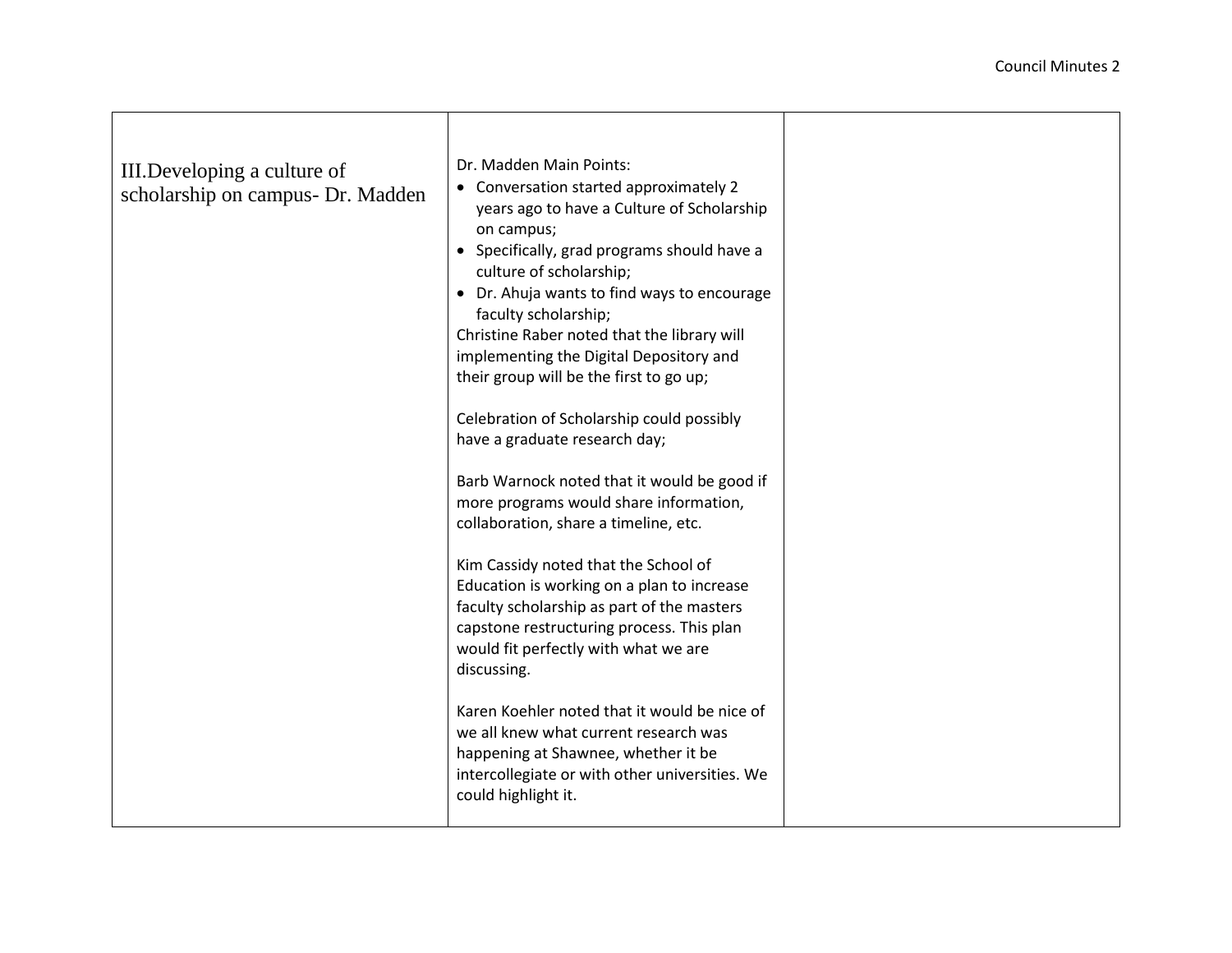| | | |
|---|---|---|
| III.Developing a culture of scholarship on campus- Dr. Madden | Dr. Madden Main Points:<br>• Conversation started approximately 2 years ago to have a Culture of Scholarship on campus;<br>• Specifically, grad programs should have a culture of scholarship;<br>• Dr. Ahuja wants to find ways to encourage faculty scholarship;<br>Christine Raber noted that the library will implementing the Digital Depository and their group will be the first to go up;<br><br>Celebration of Scholarship could possibly have a graduate research day;<br><br>Barb Warnock noted that it would be good if more programs would share information, collaboration, share a timeline, etc.<br><br>Kim Cassidy noted that the School of Education is working on a plan to increase faculty scholarship as part of the masters capstone restructuring process. This plan would fit perfectly with what we are discussing.<br><br>Karen Koehler noted that it would be nice of we all knew what current research was happening at Shawnee, whether it be intercollegiate or with other universities. We could highlight it. | |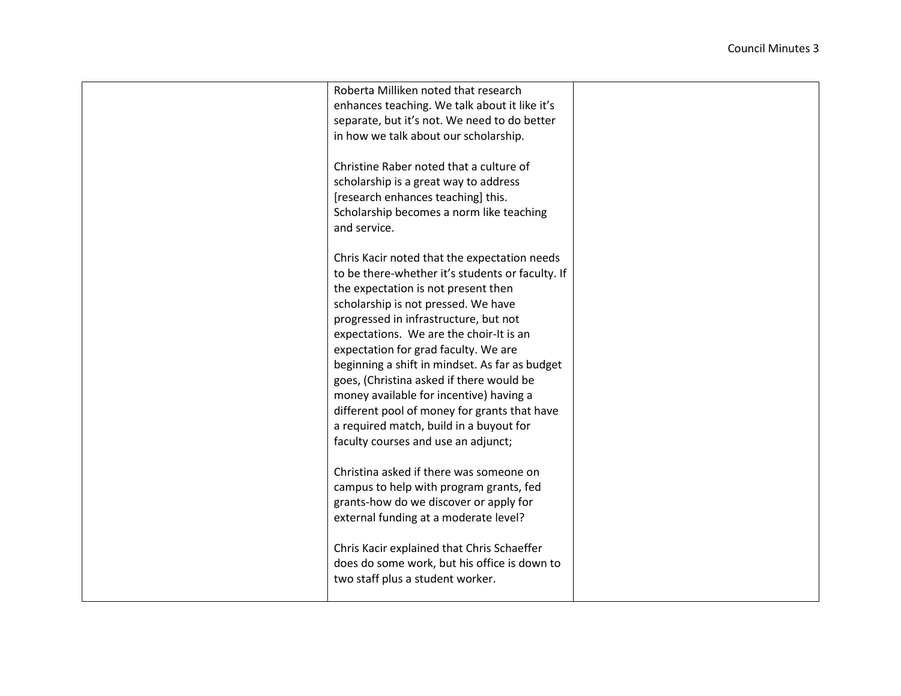| | | |
|---|---|---|
| | Roberta Milliken noted that research enhances teaching. We talk about it like it's separate, but it's not. We need to do better in how we talk about our scholarship.<br><br>Christine Raber noted that a culture of scholarship is a great way to address [research enhances teaching] this. Scholarship becomes a norm like teaching and service.<br><br>Chris Kacir noted that the expectation needs to be there-whether it's students or faculty. If the expectation is not present then scholarship is not pressed. We have progressed in infrastructure, but not expectations. We are the choir-It is an expectation for grad faculty. We are beginning a shift in mindset. As far as budget goes, (Christina asked if there would be money available for incentive) having a different pool of money for grants that have a required match, build in a buyout for faculty courses and use an adjunct;<br><br>Christina asked if there was someone on campus to help with program grants, fed grants-how do we discover or apply for external funding at a moderate level?<br><br>Chris Kacir explained that Chris Schaeffer does do some work, but his office is down to two staff plus a student worker. | |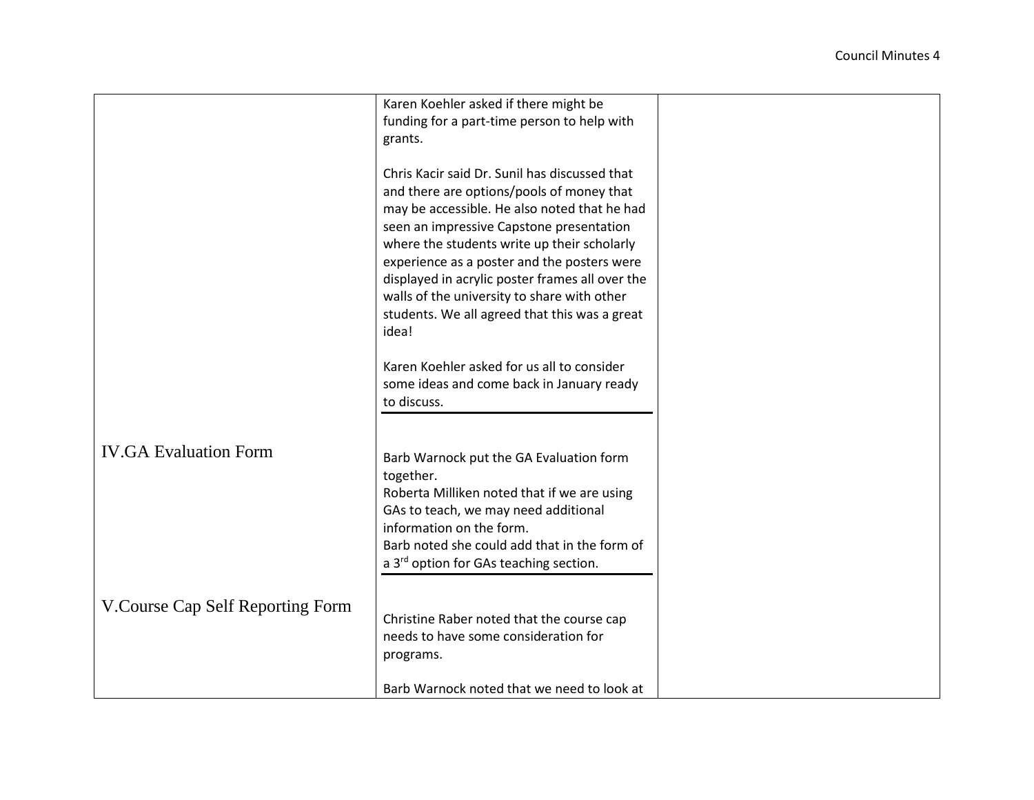| | | |
|---|---|---|
| | Karen Koehler asked if there might be funding for a part-time person to help with grants.<br><br>Chris Kacir said Dr. Sunil has discussed that and there are options/pools of money that may be accessible. He also noted that he had seen an impressive Capstone presentation where the students write up their scholarly experience as a poster and the posters were displayed in acrylic poster frames all over the walls of the university to share with other students. We all agreed that this was a great idea!<br><br>Karen Koehler asked for us all to consider some ideas and come back in January ready to discuss. | |
| IV.GA Evaluation Form | Barb Warnock put the GA Evaluation form together.<br>Roberta Milliken noted that if we are using GAs to teach, we may need additional information on the form.<br>Barb noted she could add that in the form of a 3rd option for GAs teaching section. | |
| V.Course Cap Self Reporting Form | Christine Raber noted that the course cap needs to have some consideration for programs.<br><br>Barb Warnock noted that we need to look at | |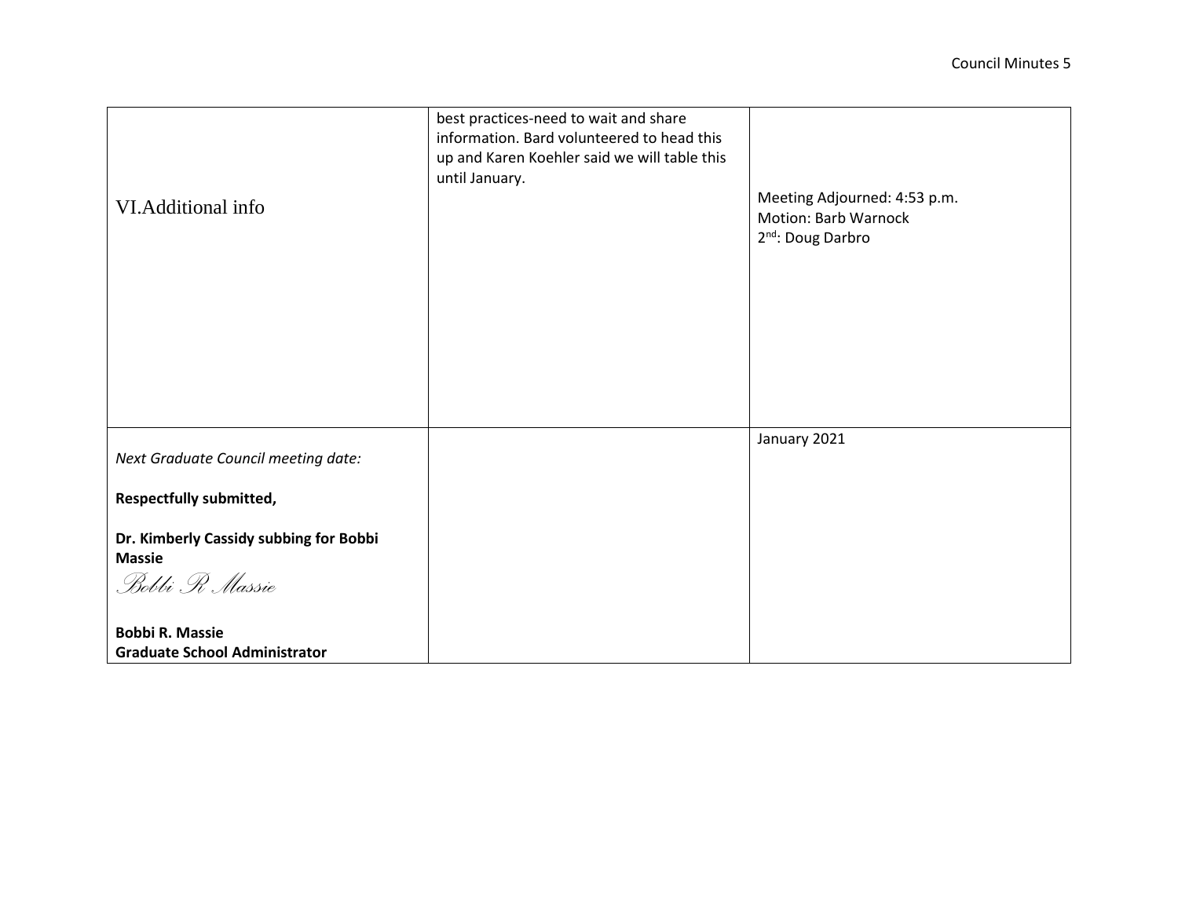| | | |
|---|---|---|
| VI.Additional info | best practices-need to wait and share information. Bard volunteered to head this up and Karen Koehler said we will table this until January. | Meeting Adjourned: 4:53 p.m.<br>Motion: Barb Warnock<br>2nd: Doug Darbro |
| *Next Graduate Council meeting date:*<br><br>**Respectfully submitted,**<br><br>**Dr. Kimberly Cassidy subbing for Bobbi Massie**<br>*Bobbi R Massie*<br><br>**Bobbi R. Massie**<br>**Graduate School Administrator** | | January 2021 |